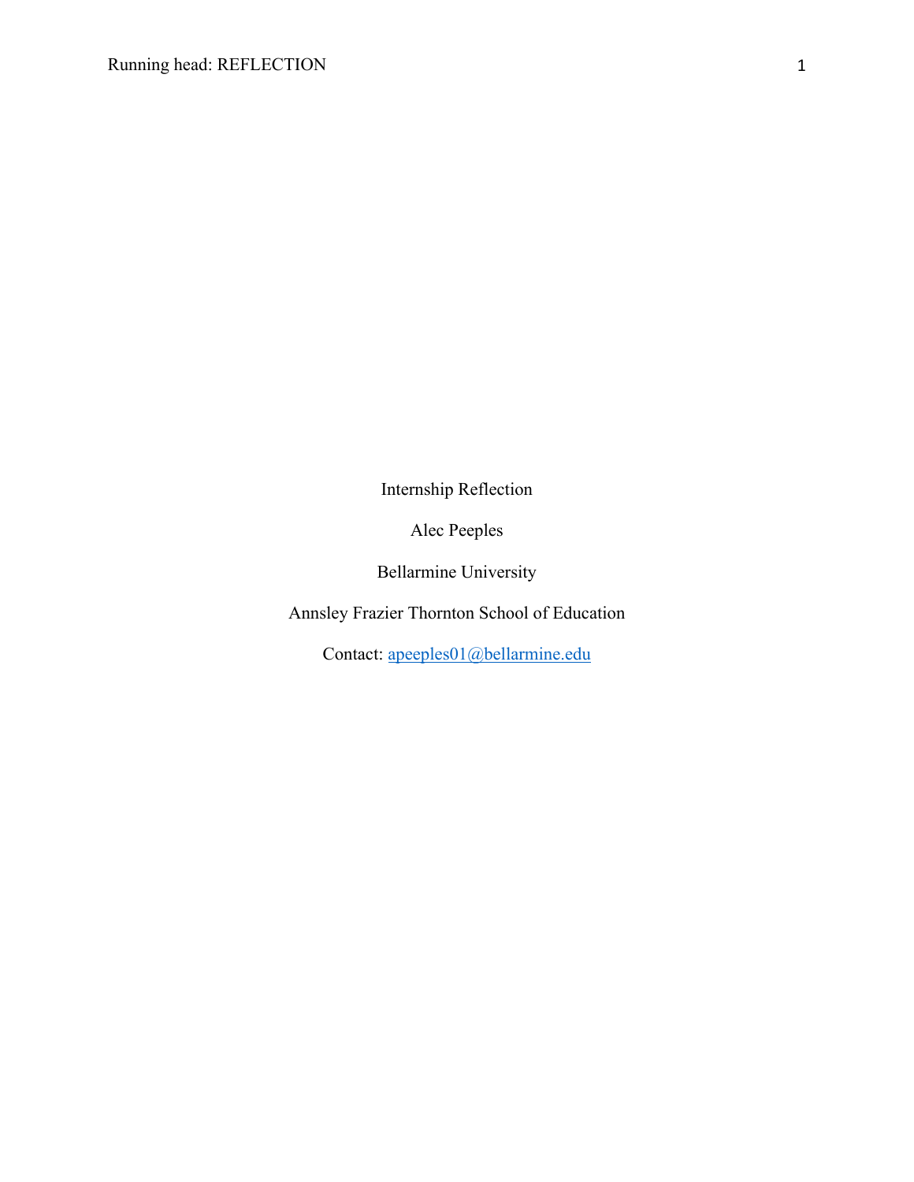Internship Reflection

Alec Peeples

Bellarmine University

Annsley Frazier Thornton School of Education

Contact: apeeples01@bellarmine.edu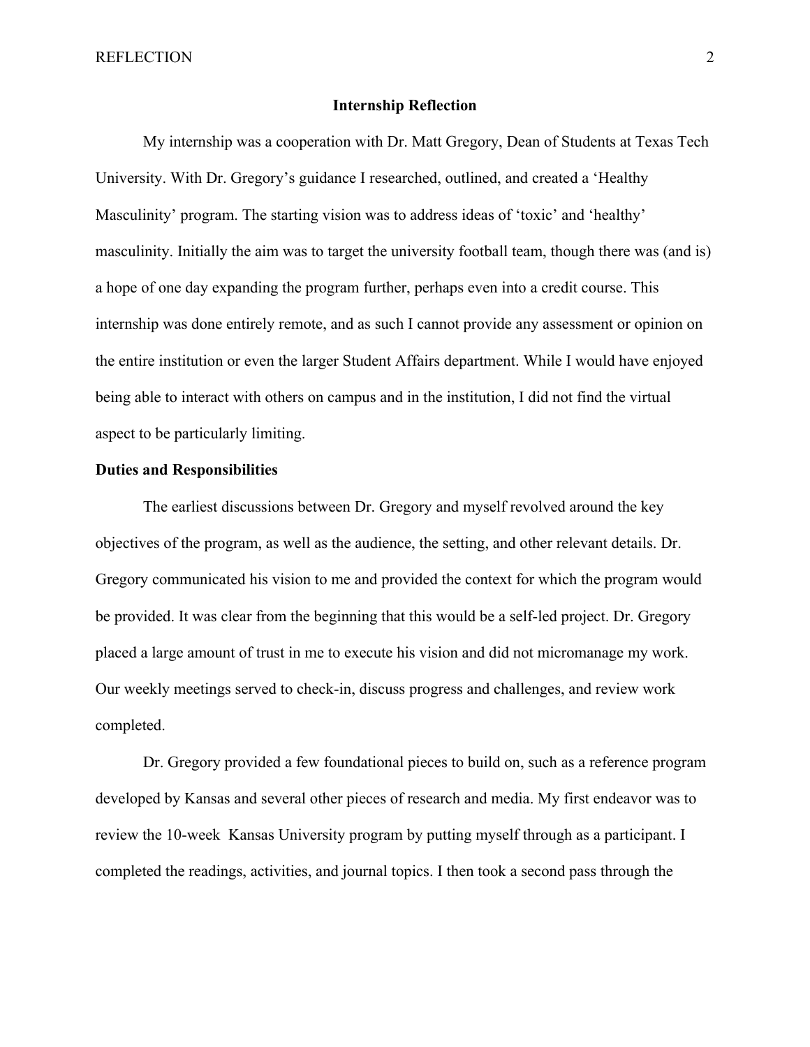## Internship Reflection

My internship was a cooperation with Dr. Matt Gregory, Dean of Students at Texas Tech University. With Dr. Gregory's guidance I researched, outlined, and created a 'Healthy Masculinity' program. The starting vision was to address ideas of 'toxic' and 'healthy' masculinity. Initially the aim was to target the university football team, though there was (and is) a hope of one day expanding the program further, perhaps even into a credit course. This internship was done entirely remote, and as such I cannot provide any assessment or opinion on the entire institution or even the larger Student Affairs department. While I would have enjoyed being able to interact with others on campus and in the institution, I did not find the virtual aspect to be particularly limiting.

### Duties and Responsibilities

The earliest discussions between Dr. Gregory and myself revolved around the key objectives of the program, as well as the audience, the setting, and other relevant details. Dr. Gregory communicated his vision to me and provided the context for which the program would be provided. It was clear from the beginning that this would be a self-led project. Dr. Gregory placed a large amount of trust in me to execute his vision and did not micromanage my work. Our weekly meetings served to check-in, discuss progress and challenges, and review work completed.

Dr. Gregory provided a few foundational pieces to build on, such as a reference program developed by Kansas and several other pieces of research and media. My first endeavor was to review the 10-week Kansas University program by putting myself through as a participant. I completed the readings, activities, and journal topics. I then took a second pass through the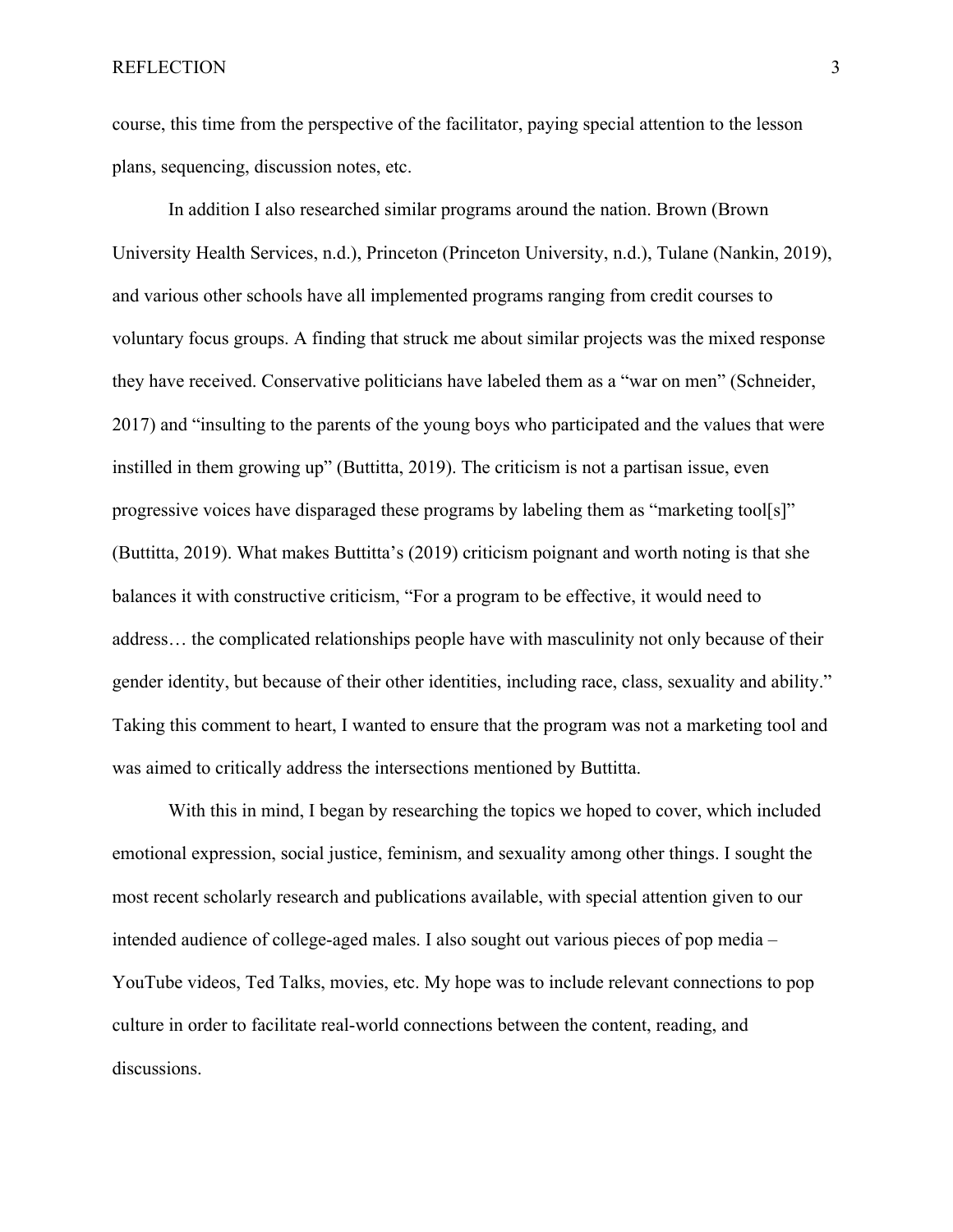course, this time from the perspective of the facilitator, paying special attention to the lesson plans, sequencing, discussion notes, etc.

In addition I also researched similar programs around the nation. Brown (Brown University Health Services, n.d.), Princeton (Princeton University, n.d.), Tulane (Nankin, 2019), and various other schools have all implemented programs ranging from credit courses to voluntary focus groups. A finding that struck me about similar projects was the mixed response they have received. Conservative politicians have labeled them as a "war on men" (Schneider, 2017) and "insulting to the parents of the young boys who participated and the values that were instilled in them growing up" (Buttitta, 2019). The criticism is not a partisan issue, even progressive voices have disparaged these programs by labeling them as "marketing tool[s]" (Buttitta, 2019). What makes Buttitta's (2019) criticism poignant and worth noting is that she balances it with constructive criticism, "For a program to be effective, it would need to address… the complicated relationships people have with masculinity not only because of their gender identity, but because of their other identities, including race, class, sexuality and ability." Taking this comment to heart, I wanted to ensure that the program was not a marketing tool and was aimed to critically address the intersections mentioned by Buttitta.

With this in mind, I began by researching the topics we hoped to cover, which included emotional expression, social justice, feminism, and sexuality among other things. I sought the most recent scholarly research and publications available, with special attention given to our intended audience of college-aged males. I also sought out various pieces of pop media – YouTube videos, Ted Talks, movies, etc. My hope was to include relevant connections to pop culture in order to facilitate real-world connections between the content, reading, and discussions.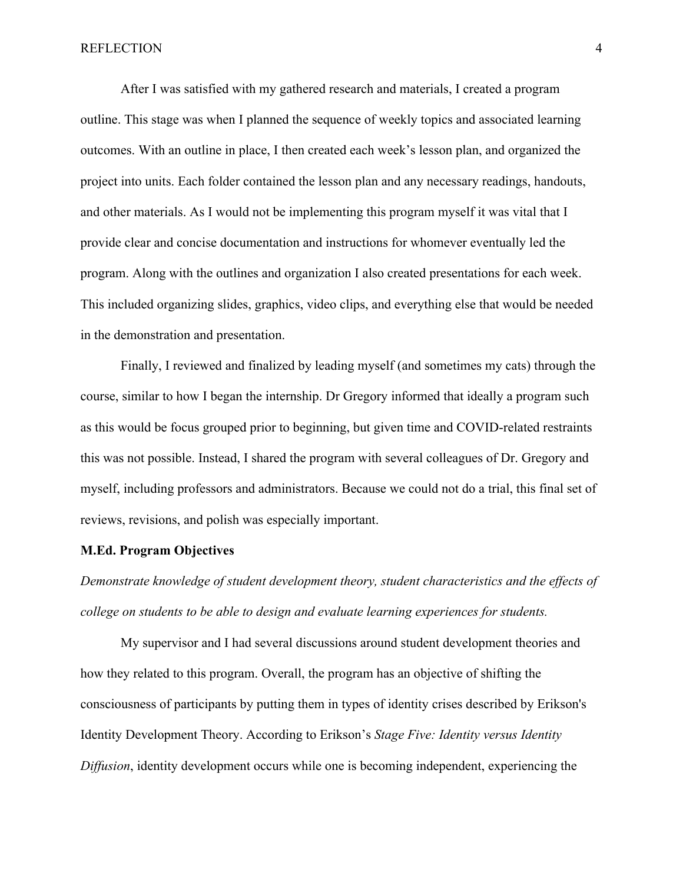After I was satisfied with my gathered research and materials, I created a program outline. This stage was when I planned the sequence of weekly topics and associated learning outcomes. With an outline in place, I then created each week's lesson plan, and organized the project into units. Each folder contained the lesson plan and any necessary readings, handouts, and other materials. As I would not be implementing this program myself it was vital that I provide clear and concise documentation and instructions for whomever eventually led the program. Along with the outlines and organization I also created presentations for each week. This included organizing slides, graphics, video clips, and everything else that would be needed in the demonstration and presentation.

Finally, I reviewed and finalized by leading myself (and sometimes my cats) through the course, similar to how I began the internship. Dr Gregory informed that ideally a program such as this would be focus grouped prior to beginning, but given time and COVID-related restraints this was not possible. Instead, I shared the program with several colleagues of Dr. Gregory and myself, including professors and administrators. Because we could not do a trial, this final set of reviews, revisions, and polish was especially important.

**M.Ed. Program Objectives**

*Demonstrate knowledge of student development theory, student characteristics and the effects of college on students to be able to design and evaluate learning experiences for students.*

My supervisor and I had several discussions around student development theories and how they related to this program. Overall, the program has an objective of shifting the consciousness of participants by putting them in types of identity crises described by Erikson's Identity Development Theory. According to Erikson's *Stage Five: Identity versus Identity Diffusion*, identity development occurs while one is becoming independent, experiencing the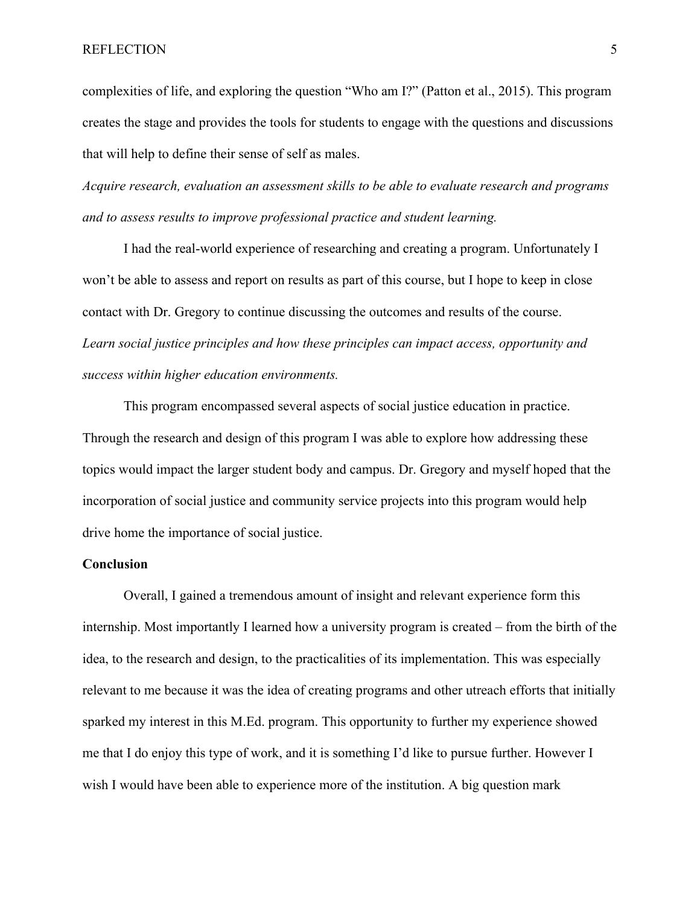complexities of life, and exploring the question "Who am I?" (Patton et al., 2015). This program creates the stage and provides the tools for students to engage with the questions and discussions that will help to define their sense of self as males.

*Acquire research, evaluation an assessment skills to be able to evaluate research and programs and to assess results to improve professional practice and student learning.*

I had the real-world experience of researching and creating a program. Unfortunately I won't be able to assess and report on results as part of this course, but I hope to keep in close contact with Dr. Gregory to continue discussing the outcomes and results of the course.

*Learn social justice principles and how these principles can impact access, opportunity and success within higher education environments.*

This program encompassed several aspects of social justice education in practice. Through the research and design of this program I was able to explore how addressing these topics would impact the larger student body and campus. Dr. Gregory and myself hoped that the incorporation of social justice and community service projects into this program would help drive home the importance of social justice.

**Conclusion**

Overall, I gained a tremendous amount of insight and relevant experience form this internship. Most importantly I learned how a university program is created – from the birth of the idea, to the research and design, to the practicalities of its implementation. This was especially relevant to me because it was the idea of creating programs and other utreach efforts that initially sparked my interest in this M.Ed. program. This opportunity to further my experience showed me that I do enjoy this type of work, and it is something I'd like to pursue further. However I wish I would have been able to experience more of the institution. A big question mark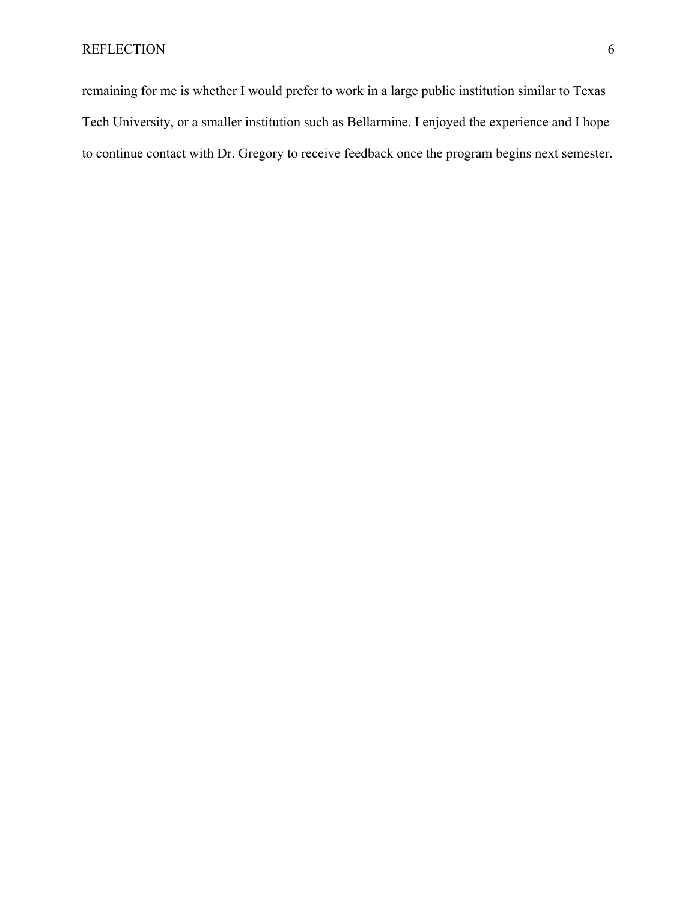remaining for me is whether I would prefer to work in a large public institution similar to Texas Tech University, or a smaller institution such as Bellarmine. I enjoyed the experience and I hope to continue contact with Dr. Gregory to receive feedback once the program begins next semester.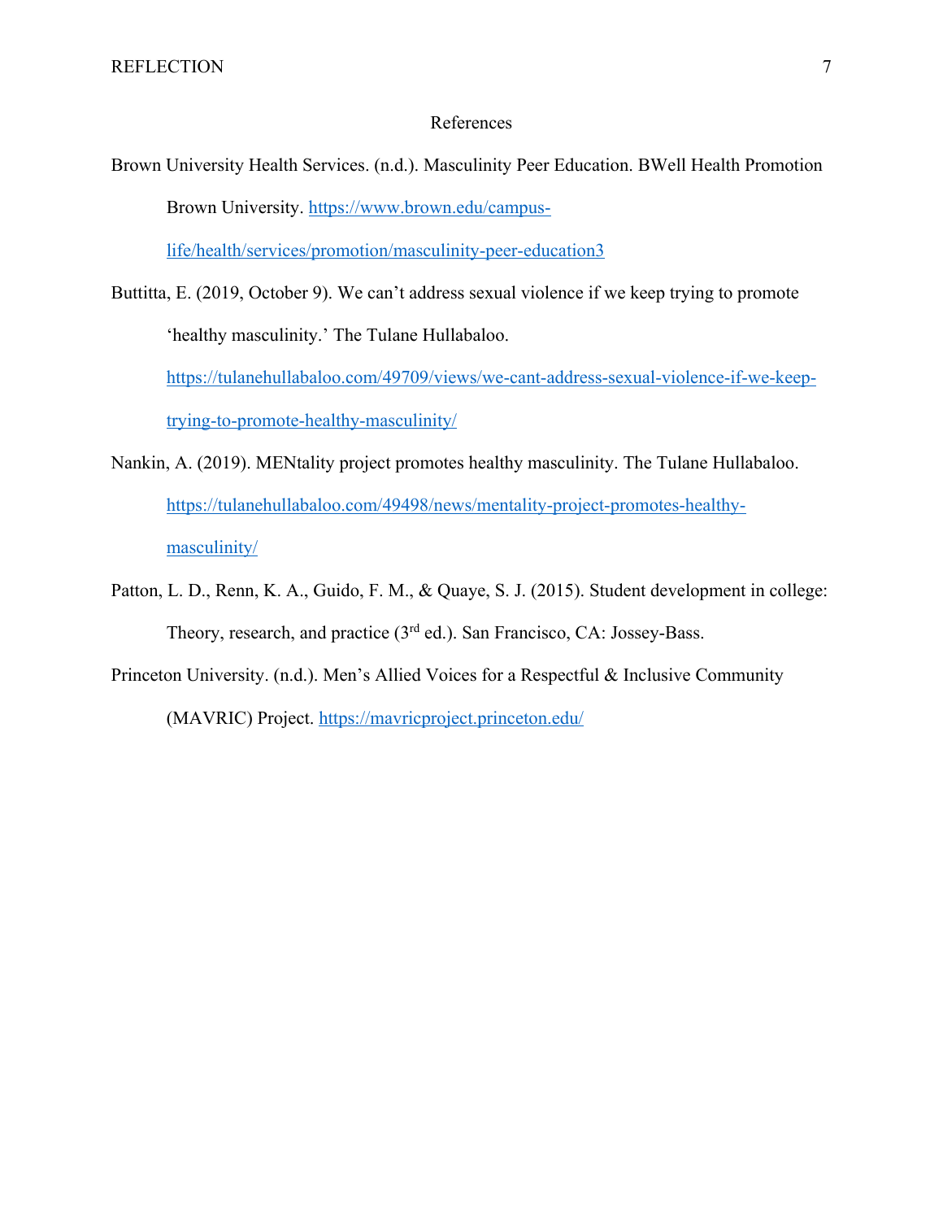# References

Brown University Health Services. (n.d.). Masculinity Peer Education. BWell Health Promotion Brown University. https://www.brown.edu/campus-life/health/services/promotion/masculinity-peer-education3

Buttitta, E. (2019, October 9). We can't address sexual violence if we keep trying to promote 'healthy masculinity.' The Tulane Hullabaloo. https://tulanehullabaloo.com/49709/views/we-cant-address-sexual-violence-if-we-keep-trying-to-promote-healthy-masculinity/

Nankin, A. (2019). MENtality project promotes healthy masculinity. The Tulane Hullabaloo. https://tulanehullabaloo.com/49498/news/mentality-project-promotes-healthy-masculinity/

Patton, L. D., Renn, K. A., Guido, F. M., & Quaye, S. J. (2015). Student development in college: Theory, research, and practice (3rd ed.). San Francisco, CA: Jossey-Bass.

Princeton University. (n.d.). Men's Allied Voices for a Respectful & Inclusive Community (MAVRIC) Project. https://mavricproject.princeton.edu/